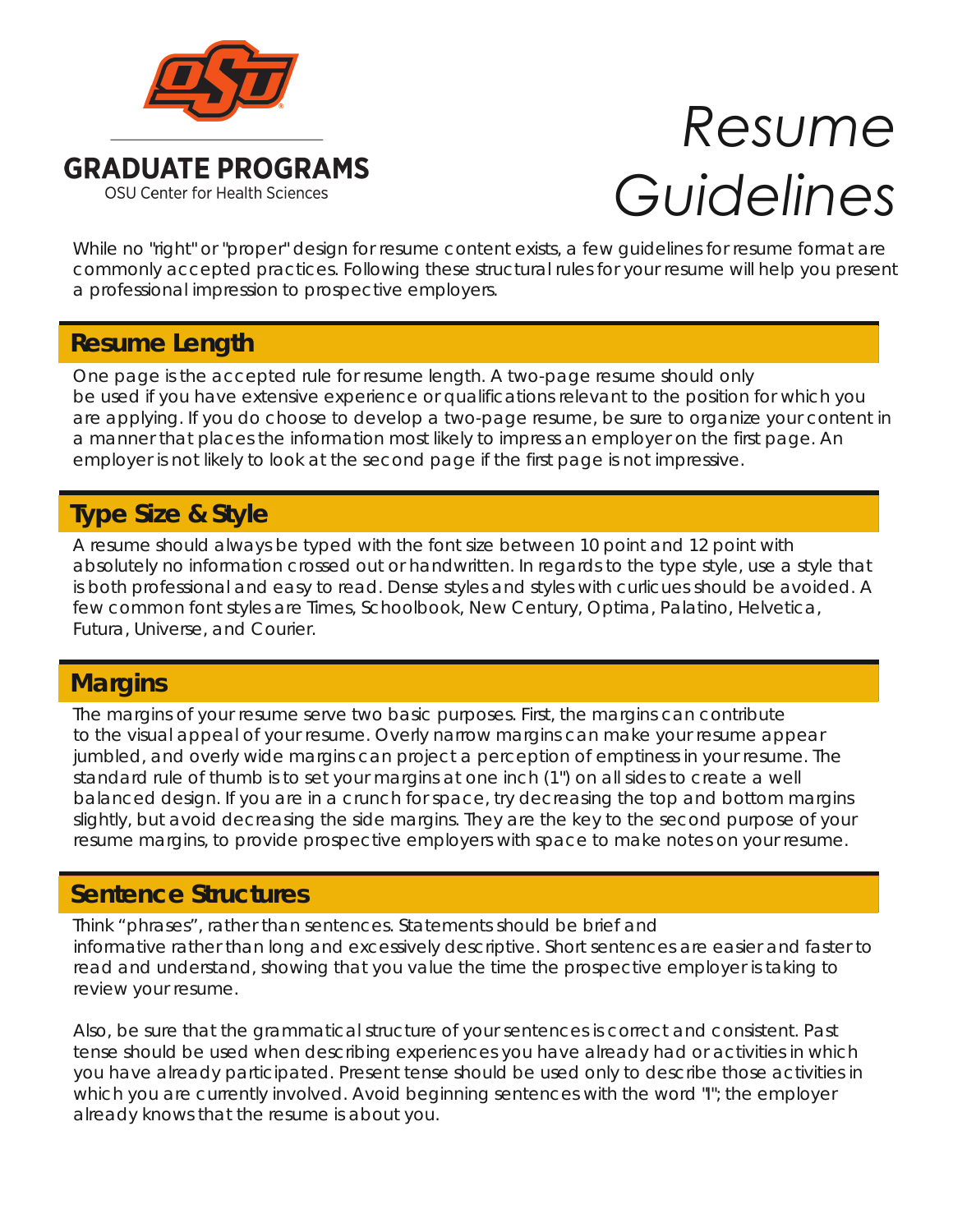GRADUATE PROGRAMS

OSU Center for Health Sciences

# Resume Guidelines

While no "right" or "proper" design for resume content exists, a few guidelines for resume format are commonly accepted practices. Following these structural rules for your resume will help you present a professional impression to prospective employers.

## Resume Length

One page is the accepted rule for resume length. A two-page resume should only be used if you have extensive experience or qualifications relevant to the position for which you are applying. If you do choose to develop a two-page resume, be sure to organize your content in a manner that places the information most likely to impress an employer on the first page. An employer is not likely to look at the second page if the first page is not impressive.

## Type Size & Style

A resume should always be typed with the font size between 10 point and 12 point with absolutely no information crossed out or handwritten. In regards to the type style, use a style that is both professional and easy to read. Dense styles and styles with curlicues should be avoided. A few common font styles are Times, Schoolbook, New Century, Optima, Palatino, Helvetica, Futura, Universe, and Courier.

## Margins

The margins of your resume serve two basic purposes. First, the margins can contribute to the visual appeal of your resume. Overly narrow margins can make your resume appear jumbled, and overly wide margins can project a perception of emptiness in your resume. The standard rule of thumb is to set your margins at one inch (1") on all sides to create a well balanced design. If you are in a crunch for space, try decreasing the top and bottom margins slightly, but avoid decreasing the side margins. They are the key to the second purpose of your resume margins, to provide prospective employers with space to make notes on your resume.

## Sentence Structures

Think "phrases", rather than sentences. Statements should be brief and informative rather than long and excessively descriptive. Short sentences are easier and faster to read and understand, showing that you value the time the prospective employer is taking to review your resume.

Also, be sure that the grammatical structure of your sentences is correct and consistent. Past tense should be used when describing experiences you have already had or activities in which you have already participated. Present tense should be used only to describe those activities in which you are currently involved. Avoid beginning sentences with the word "I"; the employer already knows that the resume is about you.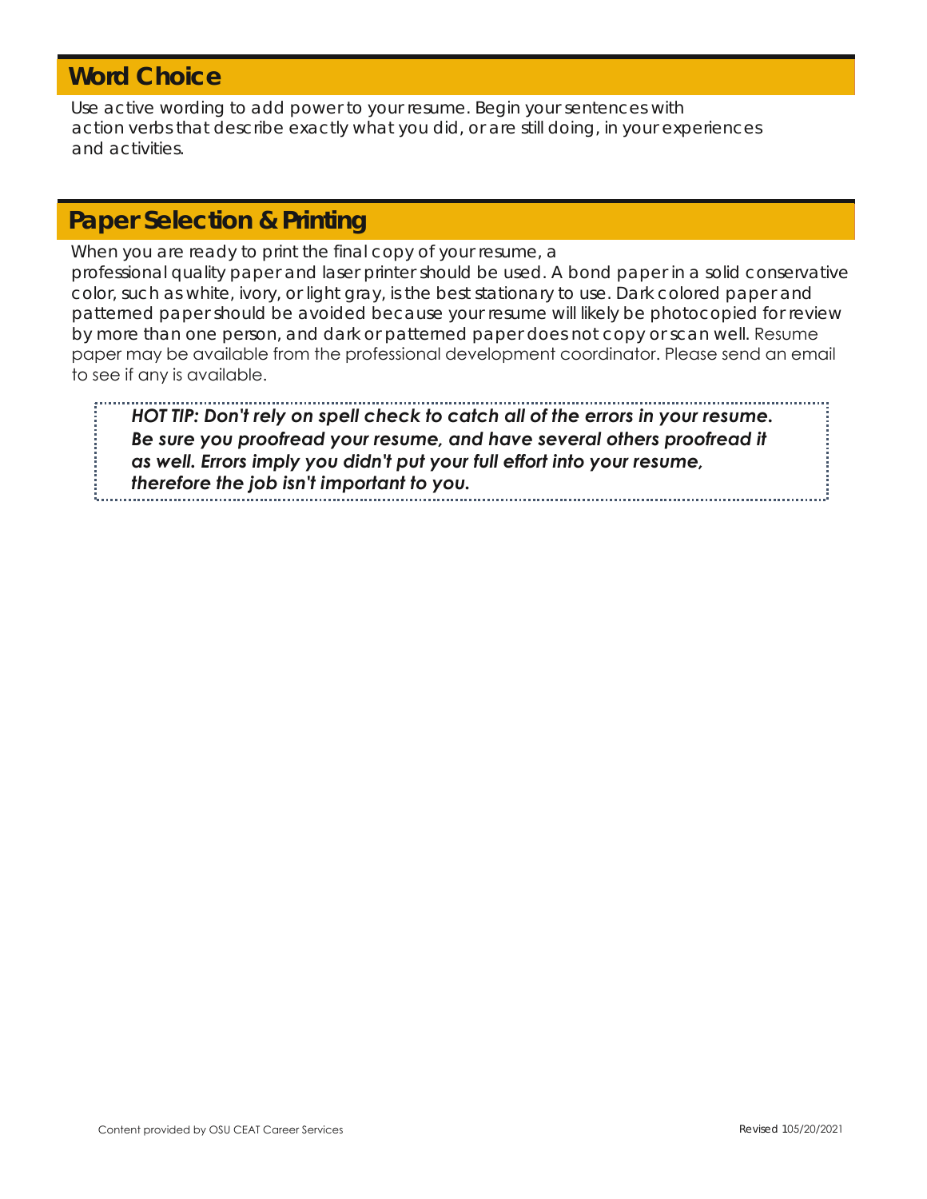## Word Choice

Use active wording to add power to your resume. Begin your sentences with action verbs that describe exactly what you did, or are still doing, in your experiences and activities.

## Paper Selection & Printing

When you are ready to print the final copy of your resume, a professional quality paper and laser printer should be used. A bond paper in a solid conservative color, such as white, ivory, or light gray, is the best stationary to use. Dark colored paper and patterned paper should be avoided because your resume will likely be photocopied for review by more than one person, and dark or patterned paper does not copy or scan well. Resume paper may be available from the professional development coordinator. Please send an email to see if any is available.

***HOT TIP: Don't rely on spell check to catch all of the errors in your resume. Be sure you proofread your resume, and have several others proofread it as well. Errors imply you didn't put your full effort into your resume, therefore the job isn't important to you.***

Content provided by OSU CEAT Career Services

Revised 105/20/2021